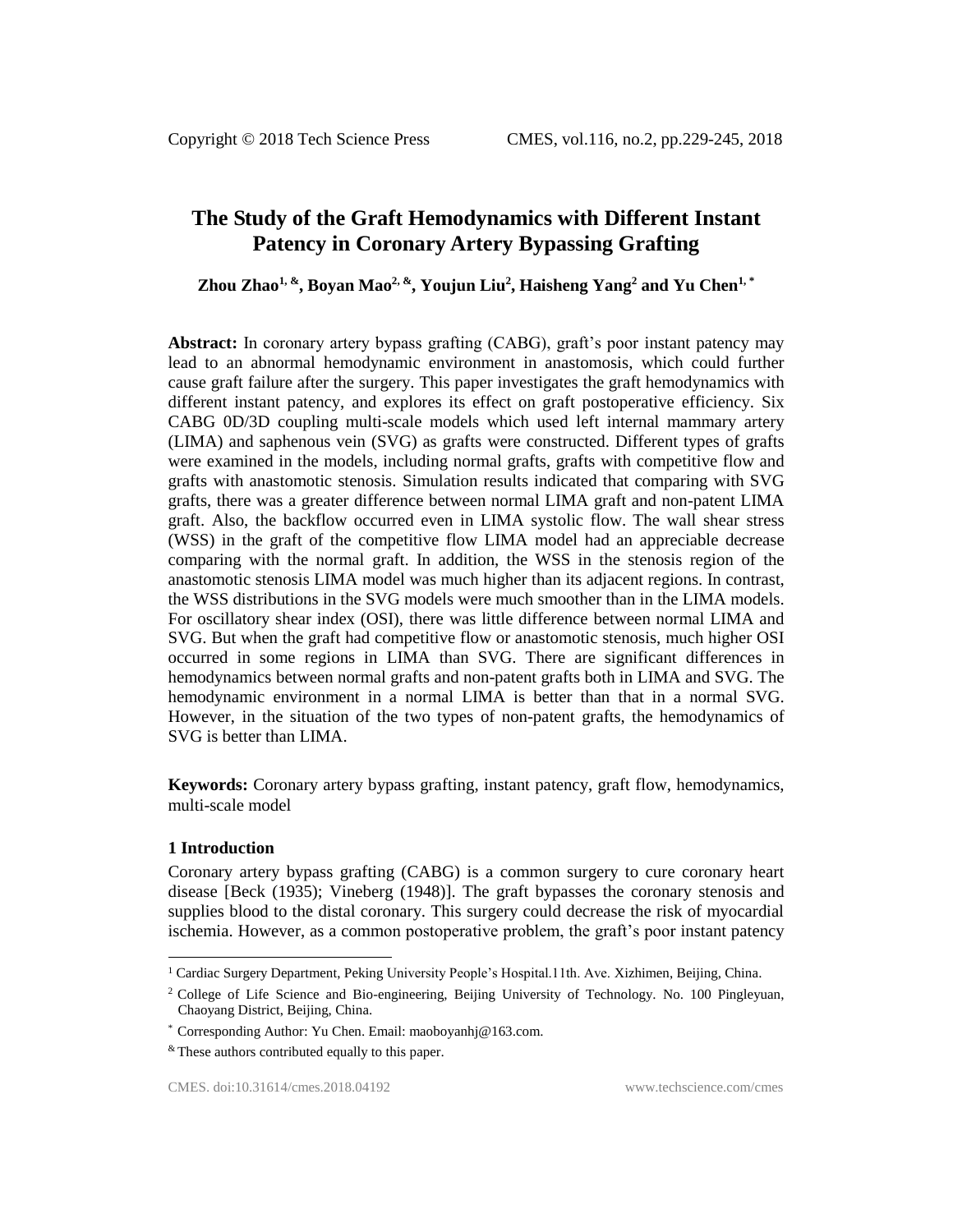# The Study of the Graft Hemodynamics with Different Instant Patency in Coronary Artery Bypassing Grafting

**Zhou Zhao[1, &], Boyan Mao[2, &], Youjun Liu[2], Haisheng Yang[2] and Yu Chen[1, *]**

**Abstract:** In coronary artery bypass grafting (CABG), graft's poor instant patency may lead to an abnormal hemodynamic environment in anastomosis, which could further cause graft failure after the surgery. This paper investigates the graft hemodynamics with different instant patency, and explores its effect on graft postoperative efficiency. Six CABG 0D/3D coupling multi-scale models which used left internal mammary artery (LIMA) and saphenous vein (SVG) as grafts were constructed. Different types of grafts were examined in the models, including normal grafts, grafts with competitive flow and grafts with anastomotic stenosis. Simulation results indicated that comparing with SVG grafts, there was a greater difference between normal LIMA graft and non-patent LIMA graft. Also, the backflow occurred even in LIMA systolic flow. The wall shear stress (WSS) in the graft of the competitive flow LIMA model had an appreciable decrease comparing with the normal graft. In addition, the WSS in the stenosis region of the anastomotic stenosis LIMA model was much higher than its adjacent regions. In contrast, the WSS distributions in the SVG models were much smoother than in the LIMA models. For oscillatory shear index (OSI), there was little difference between normal LIMA and SVG. But when the graft had competitive flow or anastomotic stenosis, much higher OSI occurred in some regions in LIMA than SVG. There are significant differences in hemodynamics between normal grafts and non-patent grafts both in LIMA and SVG. The hemodynamic environment in a normal LIMA is better than that in a normal SVG. However, in the situation of the two types of non-patent grafts, the hemodynamics of SVG is better than LIMA.

**Keywords:** Coronary artery bypass grafting, instant patency, graft flow, hemodynamics, multi-scale model

## 1 Introduction

Coronary artery bypass grafting (CABG) is a common surgery to cure coronary heart disease [Beck (1935); Vineberg (1948)]. The graft bypasses the coronary stenosis and supplies blood to the distal coronary. This surgery could decrease the risk of myocardial ischemia. However, as a common postoperative problem, the graft's poor instant patency

---

[1] Cardiac Surgery Department, Peking University People's Hospital.11th. Ave. Xizhimen, Beijing, China.

[2] College of Life Science and Bio-engineering, Beijing University of Technology. No. 100 Pingleyuan, Chaoyang District, Beijing, China.

[*] Corresponding Author: Yu Chen. Email: maoboyanhj@163.com.

[&] These authors contributed equally to this paper.

CMES. doi:10.31614/cmes.2018.04192 www.techscience.com/cmes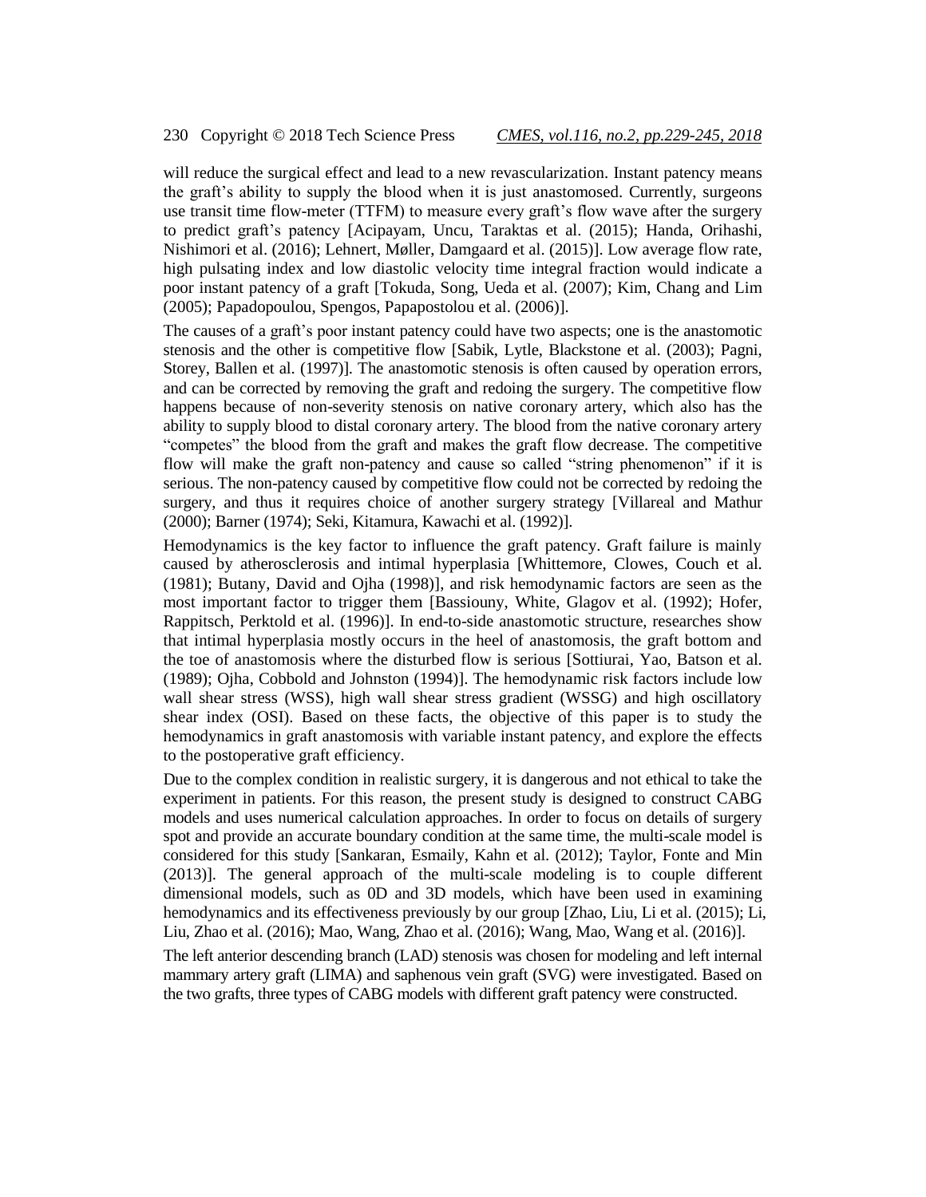will reduce the surgical effect and lead to a new revascularization. Instant patency means the graft's ability to supply the blood when it is just anastomosed. Currently, surgeons use transit time flow-meter (TTFM) to measure every graft's flow wave after the surgery to predict graft's patency [Acipayam, Uncu, Taraktas et al. (2015); Handa, Orihashi, Nishimori et al. (2016); Lehnert, Møller, Damgaard et al. (2015)]. Low average flow rate, high pulsating index and low diastolic velocity time integral fraction would indicate a poor instant patency of a graft [Tokuda, Song, Ueda et al. (2007); Kim, Chang and Lim (2005); Papadopoulou, Spengos, Papapostolou et al. (2006)].

The causes of a graft's poor instant patency could have two aspects; one is the anastomotic stenosis and the other is competitive flow [Sabik, Lytle, Blackstone et al. (2003); Pagni, Storey, Ballen et al. (1997)]. The anastomotic stenosis is often caused by operation errors, and can be corrected by removing the graft and redoing the surgery. The competitive flow happens because of non-severity stenosis on native coronary artery, which also has the ability to supply blood to distal coronary artery. The blood from the native coronary artery "competes" the blood from the graft and makes the graft flow decrease. The competitive flow will make the graft non-patency and cause so called "string phenomenon" if it is serious. The non-patency caused by competitive flow could not be corrected by redoing the surgery, and thus it requires choice of another surgery strategy [Villareal and Mathur (2000); Barner (1974); Seki, Kitamura, Kawachi et al. (1992)].

Hemodynamics is the key factor to influence the graft patency. Graft failure is mainly caused by atherosclerosis and intimal hyperplasia [Whittemore, Clowes, Couch et al. (1981); Butany, David and Ojha (1998)], and risk hemodynamic factors are seen as the most important factor to trigger them [Bassiouny, White, Glagov et al. (1992); Hofer, Rappitsch, Perktold et al. (1996)]. In end-to-side anastomotic structure, researches show that intimal hyperplasia mostly occurs in the heel of anastomosis, the graft bottom and the toe of anastomosis where the disturbed flow is serious [Sottiurai, Yao, Batson et al. (1989); Ojha, Cobbold and Johnston (1994)]. The hemodynamic risk factors include low wall shear stress (WSS), high wall shear stress gradient (WSSG) and high oscillatory shear index (OSI). Based on these facts, the objective of this paper is to study the hemodynamics in graft anastomosis with variable instant patency, and explore the effects to the postoperative graft efficiency.

Due to the complex condition in realistic surgery, it is dangerous and not ethical to take the experiment in patients. For this reason, the present study is designed to construct CABG models and uses numerical calculation approaches. In order to focus on details of surgery spot and provide an accurate boundary condition at the same time, the multi-scale model is considered for this study [Sankaran, Esmaily, Kahn et al. (2012); Taylor, Fonte and Min (2013)]. The general approach of the multi-scale modeling is to couple different dimensional models, such as 0D and 3D models, which have been used in examining hemodynamics and its effectiveness previously by our group [Zhao, Liu, Li et al. (2015); Li, Liu, Zhao et al. (2016); Mao, Wang, Zhao et al. (2016); Wang, Mao, Wang et al. (2016)].

The left anterior descending branch (LAD) stenosis was chosen for modeling and left internal mammary artery graft (LIMA) and saphenous vein graft (SVG) were investigated. Based on the two grafts, three types of CABG models with different graft patency were constructed.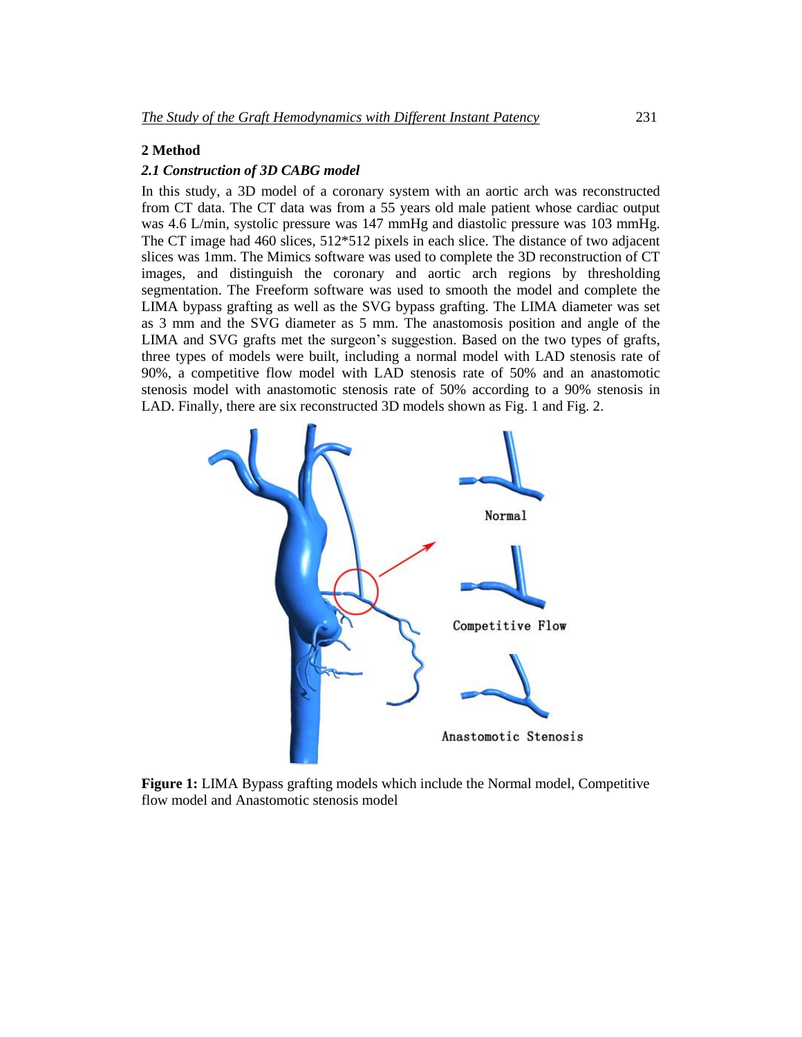## 2 Method

### *2.1 Construction of 3D CABG model*

In this study, a 3D model of a coronary system with an aortic arch was reconstructed from CT data. The CT data was from a 55 years old male patient whose cardiac output was 4.6 L/min, systolic pressure was 147 mmHg and diastolic pressure was 103 mmHg. The CT image had 460 slices, 512*512 pixels in each slice. The distance of two adjacent slices was 1mm. The Mimics software was used to complete the 3D reconstruction of CT images, and distinguish the coronary and aortic arch regions by thresholding segmentation. The Freeform software was used to smooth the model and complete the LIMA bypass grafting as well as the SVG bypass grafting. The LIMA diameter was set as 3 mm and the SVG diameter as 5 mm. The anastomosis position and angle of the LIMA and SVG grafts met the surgeon's suggestion. Based on the two types of grafts, three types of models were built, including a normal model with LAD stenosis rate of 90%, a competitive flow model with LAD stenosis rate of 50% and an anastomotic stenosis model with anastomotic stenosis rate of 50% according to a 90% stenosis in LAD. Finally, there are six reconstructed 3D models shown as Fig. 1 and Fig. 2.

**Figure 1:** LIMA Bypass grafting models which include the Normal model, Competitive flow model and Anastomotic stenosis model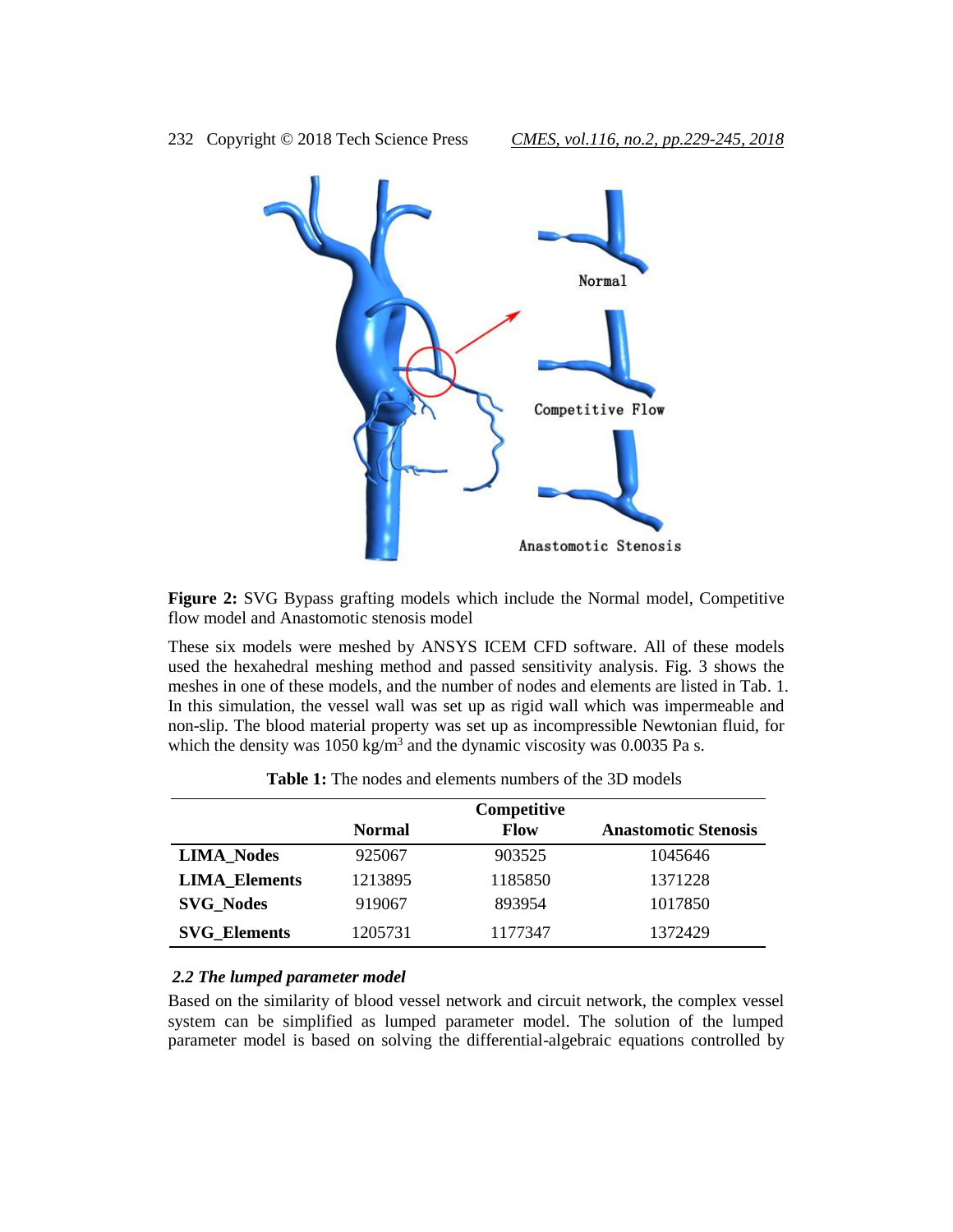**Figure 2:** SVG Bypass grafting models which include the Normal model, Competitive flow model and Anastomotic stenosis model

These six models were meshed by ANSYS ICEM CFD software. All of these models used the hexahedral meshing method and passed sensitivity analysis. Fig. 3 shows the meshes in one of these models, and the number of nodes and elements are listed in Tab. 1. In this simulation, the vessel wall was set up as rigid wall which was impermeable and non-slip. The blood material property was set up as incompressible Newtonian fluid, for which the density was 1050 kg/m$^3$ and the dynamic viscosity was 0.0035 Pa s.

**Table 1:** The nodes and elements numbers of the 3D models

| | Normal | Competitive Flow | Anastomotic Stenosis |
|---|---|---|---|
| **LIMA_Nodes** | 925067 | 903525 | 1045646 |
| **LIMA_Elements** | 1213895 | 1185850 | 1371228 |
| **SVG_Nodes** | 919067 | 893954 | 1017850 |
| **SVG_Elements** | 1205731 | 1177347 | 1372429 |

### *2.2 The lumped parameter model*

Based on the similarity of blood vessel network and circuit network, the complex vessel system can be simplified as lumped parameter model. The solution of the lumped parameter model is based on solving the differential-algebraic equations controlled by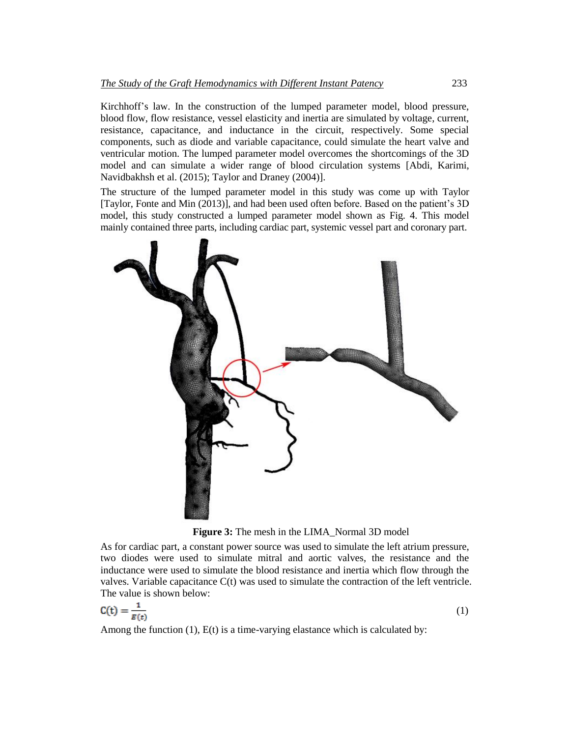Kirchhoff's law. In the construction of the lumped parameter model, blood pressure, blood flow, flow resistance, vessel elasticity and inertia are simulated by voltage, current, resistance, capacitance, and inductance in the circuit, respectively. Some special components, such as diode and variable capacitance, could simulate the heart valve and ventricular motion. The lumped parameter model overcomes the shortcomings of the 3D model and can simulate a wider range of blood circulation systems [Abdi, Karimi, Navidbakhsh et al. (2015); Taylor and Draney (2004)].

The structure of the lumped parameter model in this study was come up with Taylor [Taylor, Fonte and Min (2013)], and had been used often before. Based on the patient's 3D model, this study constructed a lumped parameter model shown as Fig. 4. This model mainly contained three parts, including cardiac part, systemic vessel part and coronary part.

**Figure 3:** The mesh in the LIMA_Normal 3D model

As for cardiac part, a constant power source was used to simulate the left atrium pressure, two diodes were used to simulate mitral and aortic valves, the resistance and the inductance were used to simulate the blood resistance and inertia which flow through the valves. Variable capacitance C(t) was used to simulate the contraction of the left ventricle. The value is shown below:

$$C(t) = \frac{1}{E(t)} \tag{1}$$

Among the function (1), E(t) is a time-varying elastance which is calculated by: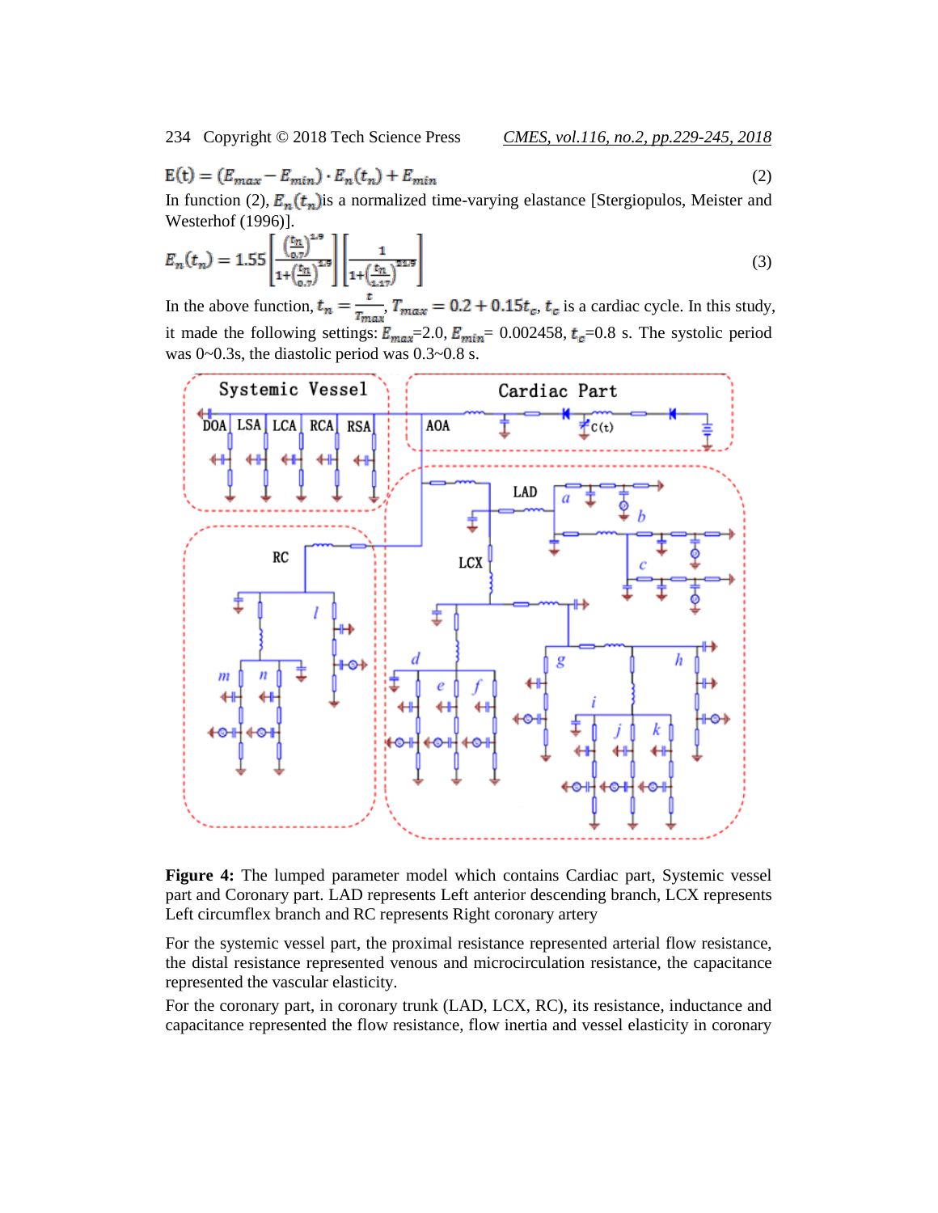$$\mathrm{E(t)} = (E_{max} - E_{min}) \cdot E_n(t_n) + E_{min} \tag{2}$$

In function (2), $E_n(t_n)$is a normalized time-varying elastance [Stergiopulos, Meister and Westerhof (1996)].

$$E_n(t_n) = 1.55\left[\frac{\left(\frac{t_n}{0.7}\right)^{1.9}}{1+\left(\frac{t_n}{0.7}\right)^{1.9}}\right]\left[\frac{1}{1+\left(\frac{t_n}{1.17}\right)^{21.9}}\right] \tag{3}$$

In the above function, $t_n = \frac{t}{T_{max}}$, $T_{max} = 0.2 + 0.15t_c$, $t_c$ is a cardiac cycle. In this study, it made the following settings: $E_{max}$=2.0, $E_{min}$= 0.002458, $t_c$=0.8 s. The systolic period was 0~0.3s, the diastolic period was 0.3~0.8 s.

**Figure 4:** The lumped parameter model which contains Cardiac part, Systemic vessel part and Coronary part. LAD represents Left anterior descending branch, LCX represents Left circumflex branch and RC represents Right coronary artery

For the systemic vessel part, the proximal resistance represented arterial flow resistance, the distal resistance represented venous and microcirculation resistance, the capacitance represented the vascular elasticity.

For the coronary part, in coronary trunk (LAD, LCX, RC), its resistance, inductance and capacitance represented the flow resistance, flow inertia and vessel elasticity in coronary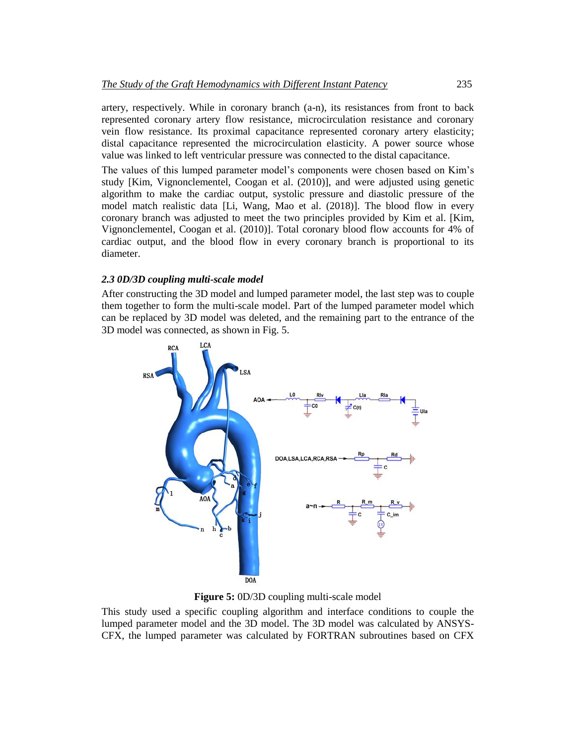artery, respectively. While in coronary branch (a-n), its resistances from front to back represented coronary artery flow resistance, microcirculation resistance and coronary vein flow resistance. Its proximal capacitance represented coronary artery elasticity; distal capacitance represented the microcirculation elasticity. A power source whose value was linked to left ventricular pressure was connected to the distal capacitance.

The values of this lumped parameter model's components were chosen based on Kim's study [Kim, Vignonclementel, Coogan et al. (2010)], and were adjusted using genetic algorithm to make the cardiac output, systolic pressure and diastolic pressure of the model match realistic data [Li, Wang, Mao et al. (2018)]. The blood flow in every coronary branch was adjusted to meet the two principles provided by Kim et al. [Kim, Vignonclementel, Coogan et al. (2010)]. Total coronary blood flow accounts for 4% of cardiac output, and the blood flow in every coronary branch is proportional to its diameter.

### *2.3 0D/3D coupling multi-scale model*

After constructing the 3D model and lumped parameter model, the last step was to couple them together to form the multi-scale model. Part of the lumped parameter model which can be replaced by 3D model was deleted, and the remaining part to the entrance of the 3D model was connected, as shown in Fig. 5.

**Figure 5:** 0D/3D coupling multi-scale model

This study used a specific coupling algorithm and interface conditions to couple the lumped parameter model and the 3D model. The 3D model was calculated by ANSYS-CFX, the lumped parameter was calculated by FORTRAN subroutines based on CFX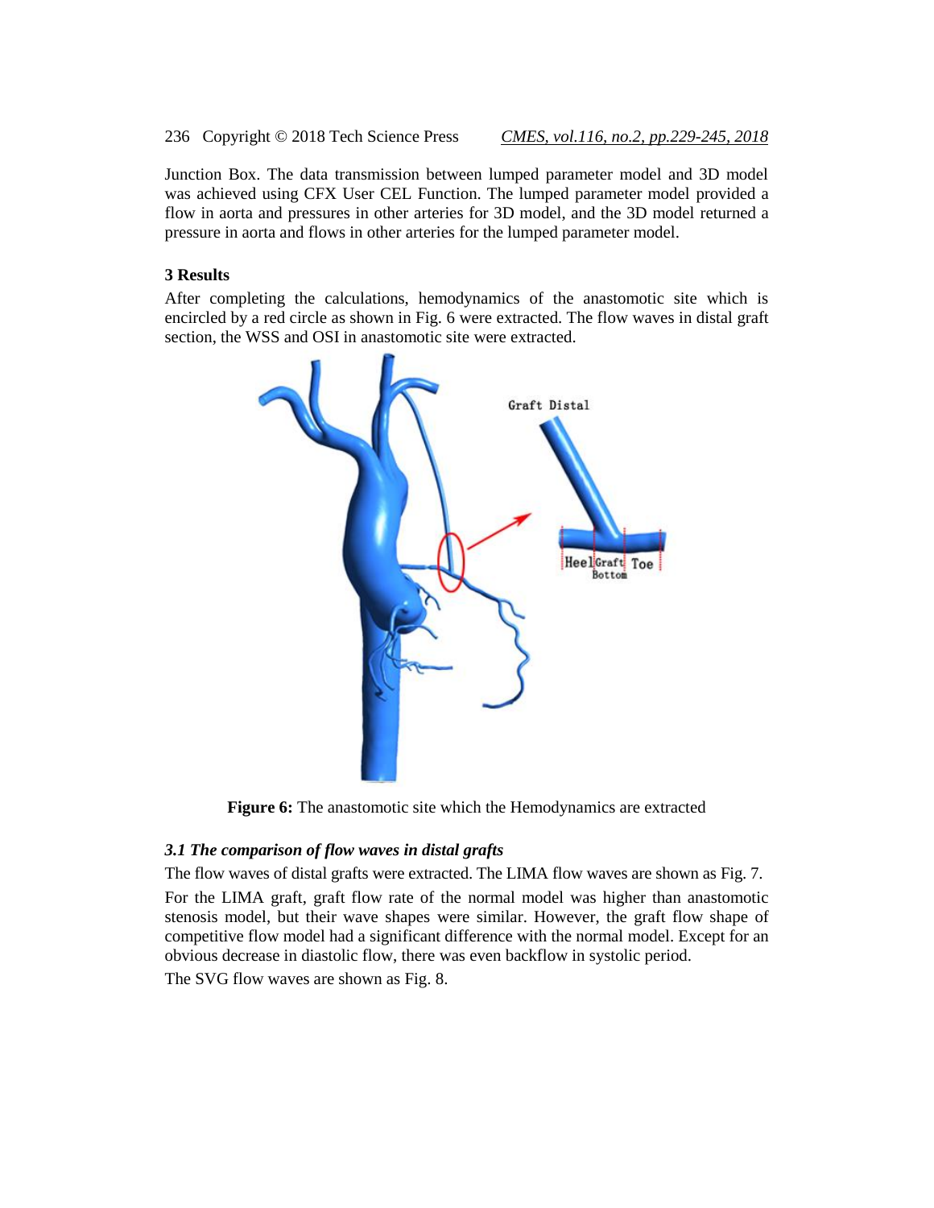Junction Box. The data transmission between lumped parameter model and 3D model was achieved using CFX User CEL Function. The lumped parameter model provided a flow in aorta and pressures in other arteries for 3D model, and the 3D model returned a pressure in aorta and flows in other arteries for the lumped parameter model.

## 3 Results

After completing the calculations, hemodynamics of the anastomotic site which is encircled by a red circle as shown in Fig. 6 were extracted. The flow waves in distal graft section, the WSS and OSI in anastomotic site were extracted.

**Figure 6:** The anastomotic site which the Hemodynamics are extracted

### *3.1 The comparison of flow waves in distal grafts*

The flow waves of distal grafts were extracted. The LIMA flow waves are shown as Fig. 7.

For the LIMA graft, graft flow rate of the normal model was higher than anastomotic stenosis model, but their wave shapes were similar. However, the graft flow shape of competitive flow model had a significant difference with the normal model. Except for an obvious decrease in diastolic flow, there was even backflow in systolic period.

The SVG flow waves are shown as Fig. 8.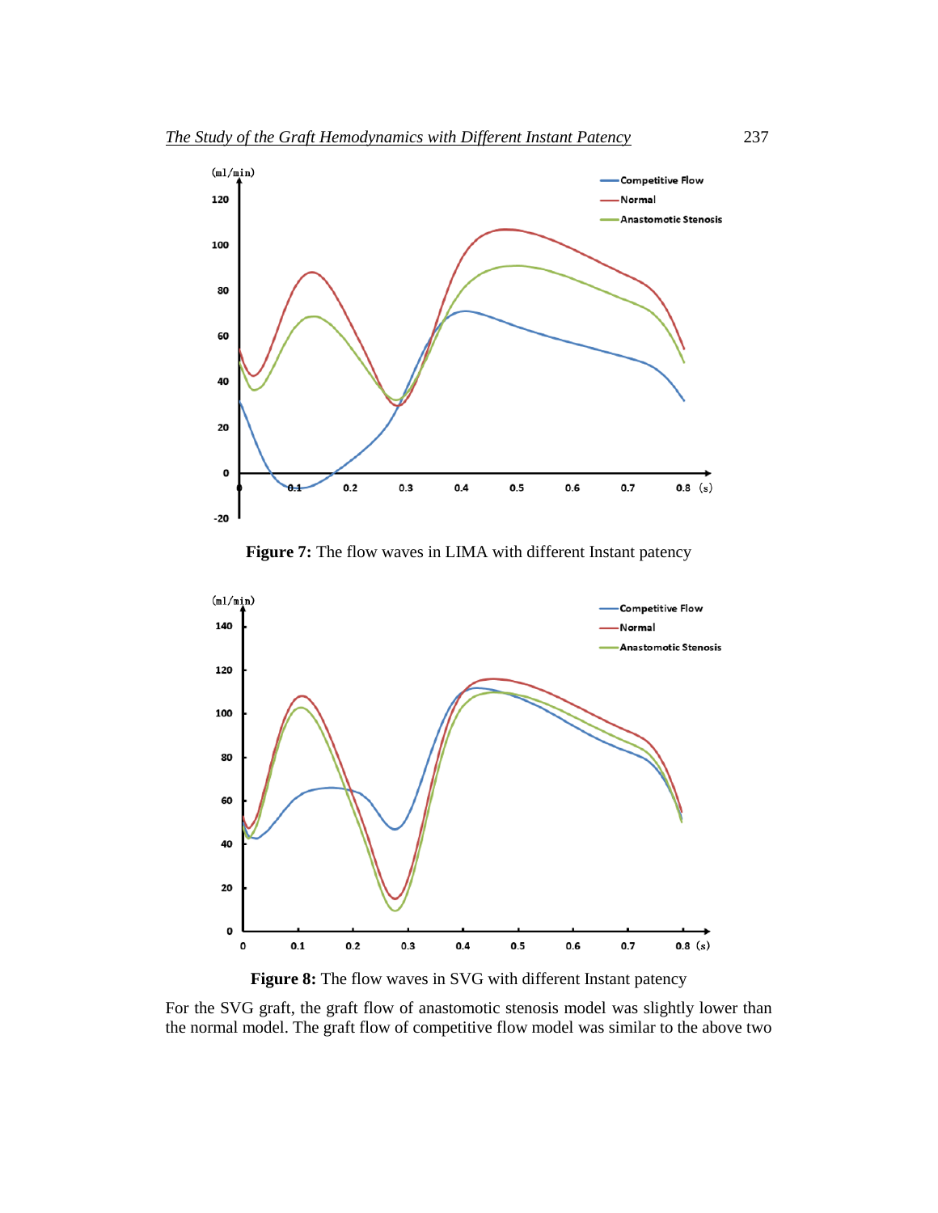**Figure 7:** The flow waves in LIMA with different Instant patency

**Figure 8:** The flow waves in SVG with different Instant patency

For the SVG graft, the graft flow of anastomotic stenosis model was slightly lower than the normal model. The graft flow of competitive flow model was similar to the above two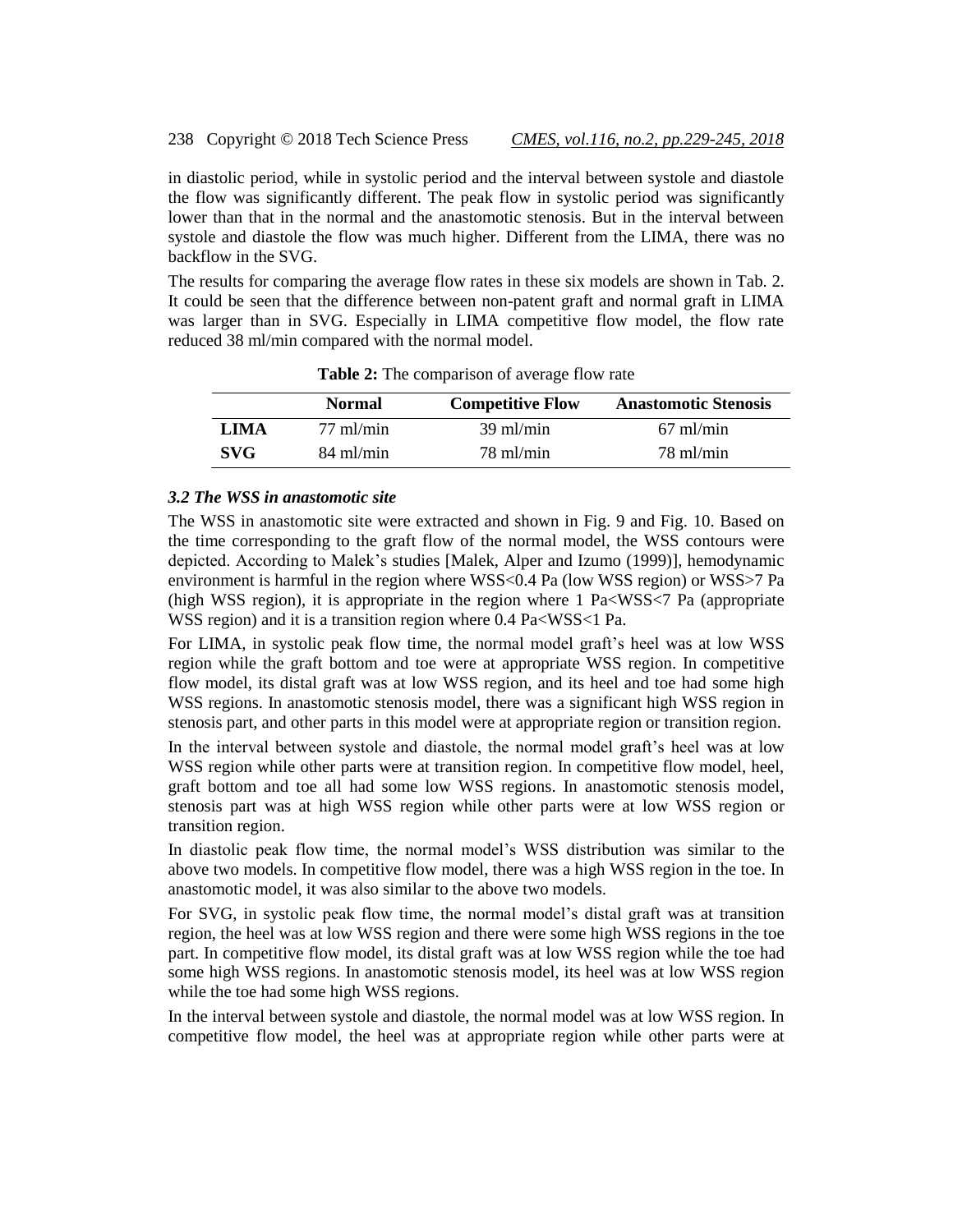in diastolic period, while in systolic period and the interval between systole and diastole the flow was significantly different. The peak flow in systolic period was significantly lower than that in the normal and the anastomotic stenosis. But in the interval between systole and diastole the flow was much higher. Different from the LIMA, there was no backflow in the SVG.

The results for comparing the average flow rates in these six models are shown in Tab. 2. It could be seen that the difference between non-patent graft and normal graft in LIMA was larger than in SVG. Especially in LIMA competitive flow model, the flow rate reduced 38 ml/min compared with the normal model.

**Table 2:** The comparison of average flow rate

| | Normal | Competitive Flow | Anastomotic Stenosis |
|---|---|---|---|
| **LIMA** | 77 ml/min | 39 ml/min | 67 ml/min |
| **SVG** | 84 ml/min | 78 ml/min | 78 ml/min |

### *3.2 The WSS in anastomotic site*

The WSS in anastomotic site were extracted and shown in Fig. 9 and Fig. 10. Based on the time corresponding to the graft flow of the normal model, the WSS contours were depicted. According to Malek's studies [Malek, Alper and Izumo (1999)], hemodynamic environment is harmful in the region where WSS<0.4 Pa (low WSS region) or WSS>7 Pa (high WSS region), it is appropriate in the region where 1 Pa<WSS<7 Pa (appropriate WSS region) and it is a transition region where 0.4 Pa<WSS<1 Pa.

For LIMA, in systolic peak flow time, the normal model graft's heel was at low WSS region while the graft bottom and toe were at appropriate WSS region. In competitive flow model, its distal graft was at low WSS region, and its heel and toe had some high WSS regions. In anastomotic stenosis model, there was a significant high WSS region in stenosis part, and other parts in this model were at appropriate region or transition region.

In the interval between systole and diastole, the normal model graft's heel was at low WSS region while other parts were at transition region. In competitive flow model, heel, graft bottom and toe all had some low WSS regions. In anastomotic stenosis model, stenosis part was at high WSS region while other parts were at low WSS region or transition region.

In diastolic peak flow time, the normal model's WSS distribution was similar to the above two models. In competitive flow model, there was a high WSS region in the toe. In anastomotic model, it was also similar to the above two models.

For SVG, in systolic peak flow time, the normal model's distal graft was at transition region, the heel was at low WSS region and there were some high WSS regions in the toe part. In competitive flow model, its distal graft was at low WSS region while the toe had some high WSS regions. In anastomotic stenosis model, its heel was at low WSS region while the toe had some high WSS regions.

In the interval between systole and diastole, the normal model was at low WSS region. In competitive flow model, the heel was at appropriate region while other parts were at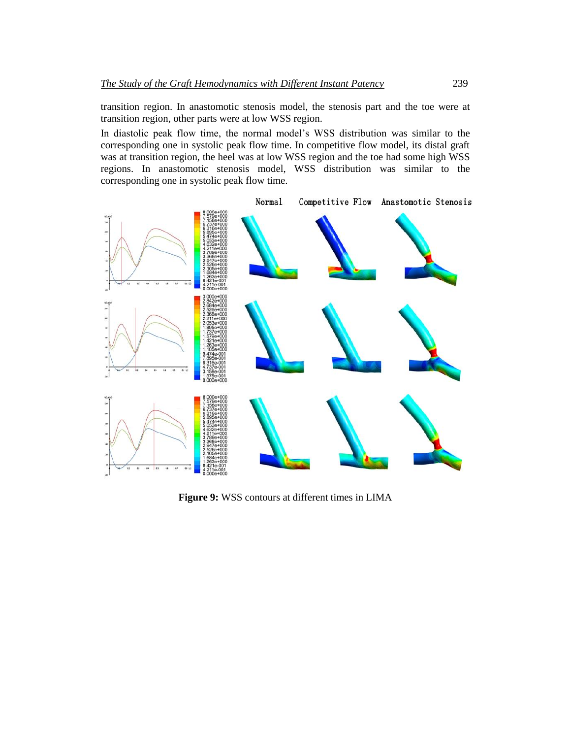transition region. In anastomotic stenosis model, the stenosis part and the toe were at transition region, other parts were at low WSS region.

In diastolic peak flow time, the normal model's WSS distribution was similar to the corresponding one in systolic peak flow time. In competitive flow model, its distal graft was at transition region, the heel was at low WSS region and the toe had some high WSS regions. In anastomotic stenosis model, WSS distribution was similar to the corresponding one in systolic peak flow time.

**Figure 9:** WSS contours at different times in LIMA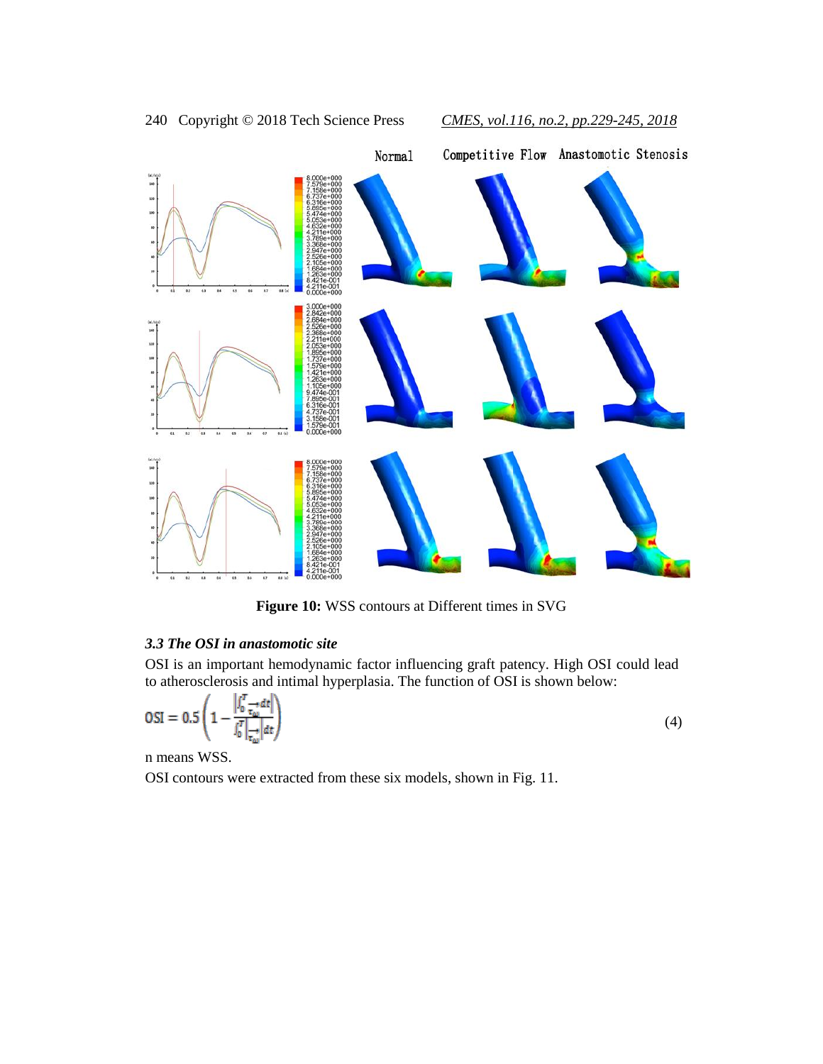**Figure 10:** WSS contours at Different times in SVG

### *3.3 The OSI in anastomotic site*

OSI is an important hemodynamic factor influencing graft patency. High OSI could lead to atherosclerosis and intimal hyperplasia. The function of OSI is shown below:

$$\mathrm{OSI} = 0.5\left(1 - \frac{\left|\int_0^T \overrightarrow{\tau_\omega} dt\right|}{\int_0^T \left|\overrightarrow{\tau_\omega}\right| dt}\right) \tag{4}$$

n means WSS.

OSI contours were extracted from these six models, shown in Fig. 11.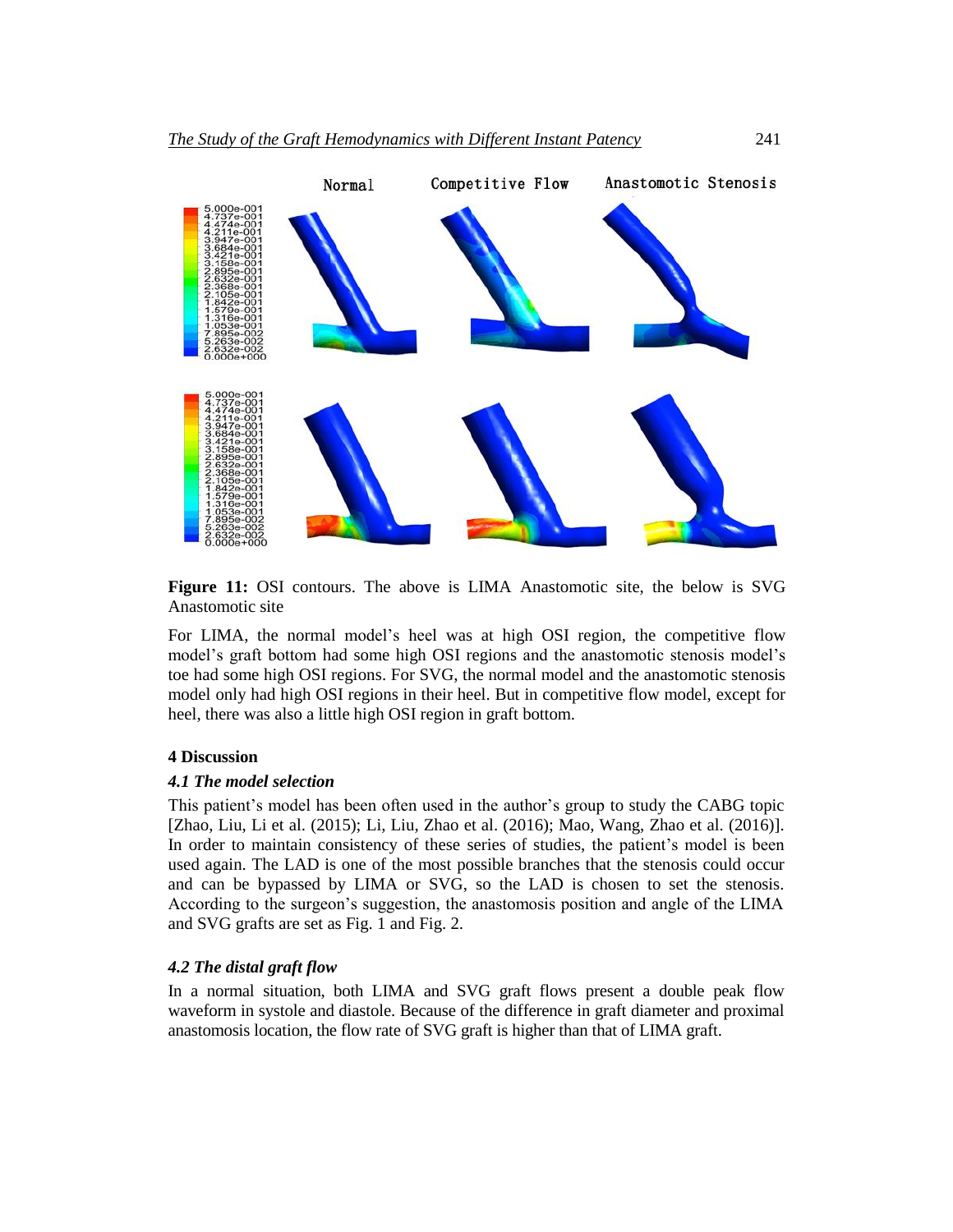**Figure 11:** OSI contours. The above is LIMA Anastomotic site, the below is SVG Anastomotic site

For LIMA, the normal model's heel was at high OSI region, the competitive flow model's graft bottom had some high OSI regions and the anastomotic stenosis model's toe had some high OSI regions. For SVG, the normal model and the anastomotic stenosis model only had high OSI regions in their heel. But in competitive flow model, except for heel, there was also a little high OSI region in graft bottom.

## 4 Discussion

### *4.1 The model selection*

This patient's model has been often used in the author's group to study the CABG topic [Zhao, Liu, Li et al. (2015); Li, Liu, Zhao et al. (2016); Mao, Wang, Zhao et al. (2016)]. In order to maintain consistency of these series of studies, the patient's model is been used again. The LAD is one of the most possible branches that the stenosis could occur and can be bypassed by LIMA or SVG, so the LAD is chosen to set the stenosis. According to the surgeon's suggestion, the anastomosis position and angle of the LIMA and SVG grafts are set as Fig. 1 and Fig. 2.

### *4.2 The distal graft flow*

In a normal situation, both LIMA and SVG graft flows present a double peak flow waveform in systole and diastole. Because of the difference in graft diameter and proximal anastomosis location, the flow rate of SVG graft is higher than that of LIMA graft.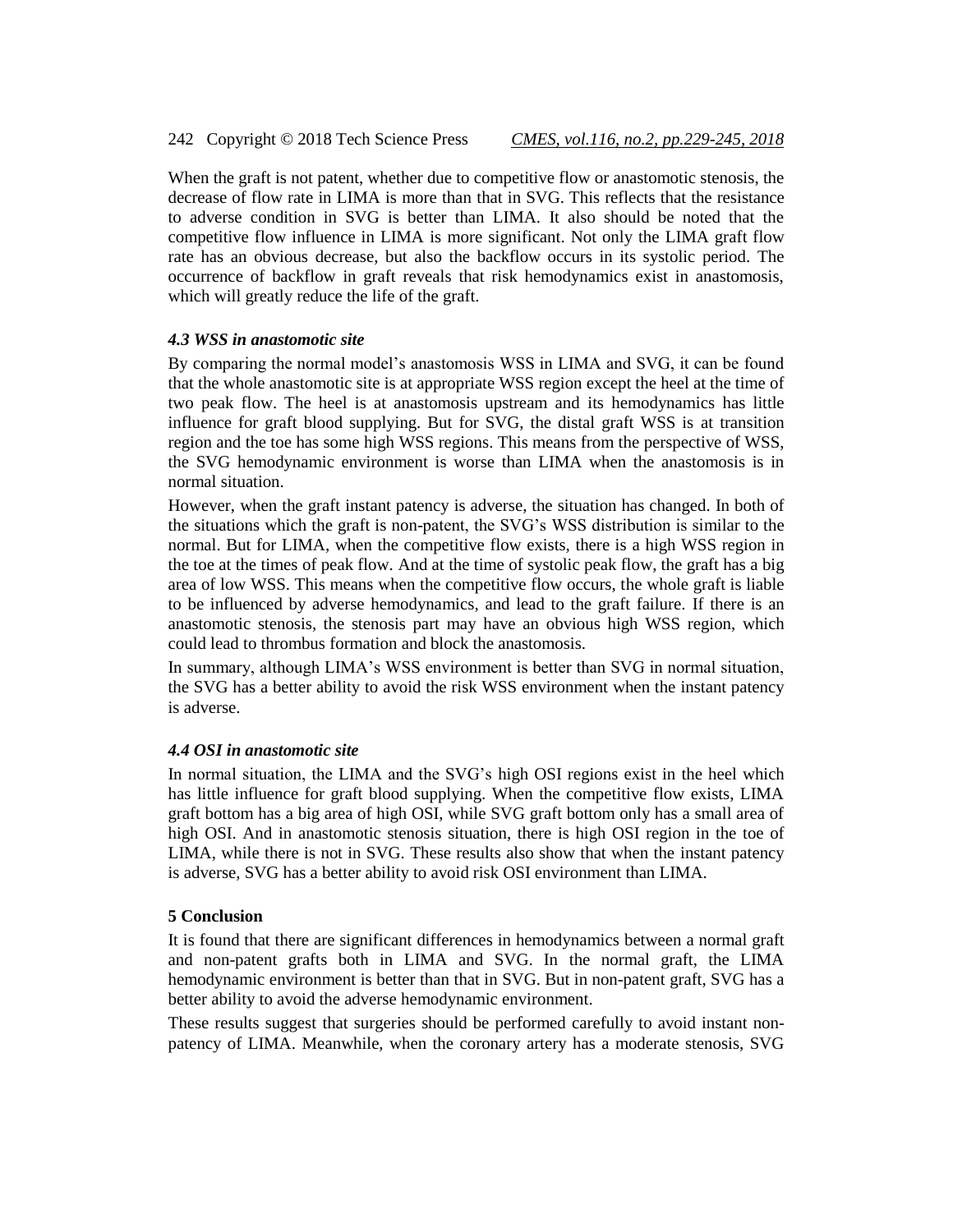When the graft is not patent, whether due to competitive flow or anastomotic stenosis, the decrease of flow rate in LIMA is more than that in SVG. This reflects that the resistance to adverse condition in SVG is better than LIMA. It also should be noted that the competitive flow influence in LIMA is more significant. Not only the LIMA graft flow rate has an obvious decrease, but also the backflow occurs in its systolic period. The occurrence of backflow in graft reveals that risk hemodynamics exist in anastomosis, which will greatly reduce the life of the graft.

### *4.3 WSS in anastomotic site*

By comparing the normal model's anastomosis WSS in LIMA and SVG, it can be found that the whole anastomotic site is at appropriate WSS region except the heel at the time of two peak flow. The heel is at anastomosis upstream and its hemodynamics has little influence for graft blood supplying. But for SVG, the distal graft WSS is at transition region and the toe has some high WSS regions. This means from the perspective of WSS, the SVG hemodynamic environment is worse than LIMA when the anastomosis is in normal situation.

However, when the graft instant patency is adverse, the situation has changed. In both of the situations which the graft is non-patent, the SVG's WSS distribution is similar to the normal. But for LIMA, when the competitive flow exists, there is a high WSS region in the toe at the times of peak flow. And at the time of systolic peak flow, the graft has a big area of low WSS. This means when the competitive flow occurs, the whole graft is liable to be influenced by adverse hemodynamics, and lead to the graft failure. If there is an anastomotic stenosis, the stenosis part may have an obvious high WSS region, which could lead to thrombus formation and block the anastomosis.

In summary, although LIMA's WSS environment is better than SVG in normal situation, the SVG has a better ability to avoid the risk WSS environment when the instant patency is adverse.

### *4.4 OSI in anastomotic site*

In normal situation, the LIMA and the SVG's high OSI regions exist in the heel which has little influence for graft blood supplying. When the competitive flow exists, LIMA graft bottom has a big area of high OSI, while SVG graft bottom only has a small area of high OSI. And in anastomotic stenosis situation, there is high OSI region in the toe of LIMA, while there is not in SVG. These results also show that when the instant patency is adverse, SVG has a better ability to avoid risk OSI environment than LIMA.

## 5 Conclusion

It is found that there are significant differences in hemodynamics between a normal graft and non-patent grafts both in LIMA and SVG. In the normal graft, the LIMA hemodynamic environment is better than that in SVG. But in non-patent graft, SVG has a better ability to avoid the adverse hemodynamic environment.

These results suggest that surgeries should be performed carefully to avoid instant non-patency of LIMA. Meanwhile, when the coronary artery has a moderate stenosis, SVG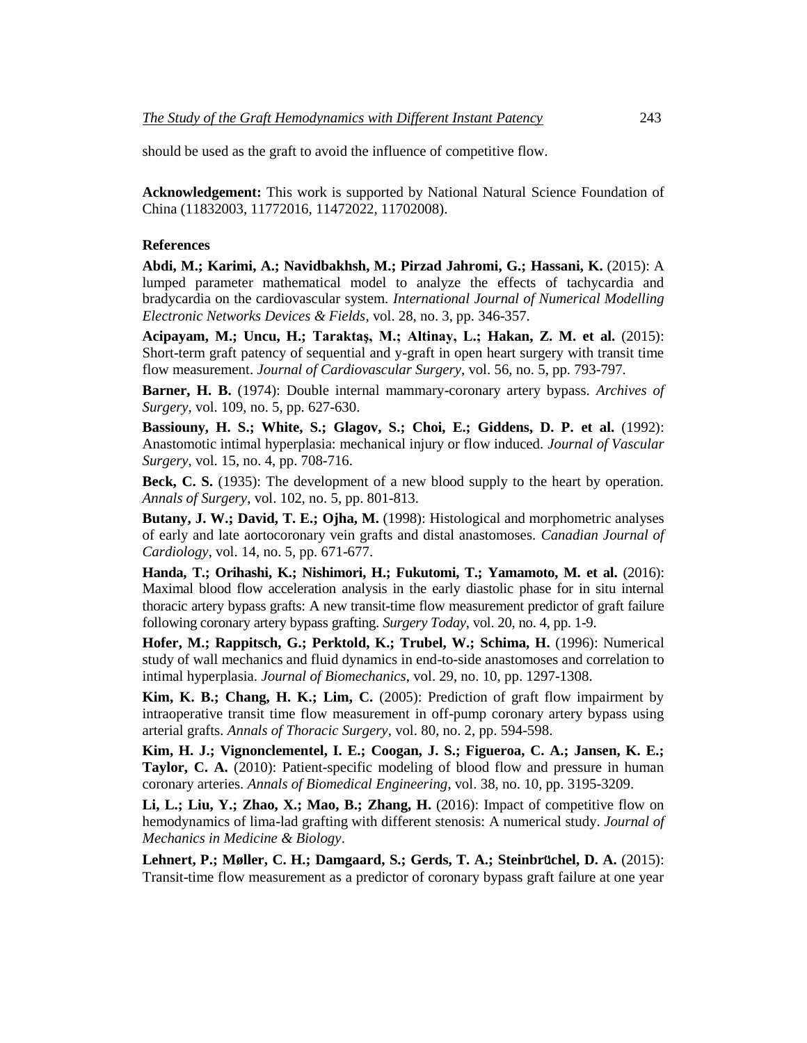should be used as the graft to avoid the influence of competitive flow.

**Acknowledgement:** This work is supported by National Natural Science Foundation of China (11832003, 11772016, 11472022, 11702008).

**References**

**Abdi, M.; Karimi, A.; Navidbakhsh, M.; Pirzad Jahromi, G.; Hassani, K.** (2015): A lumped parameter mathematical model to analyze the effects of tachycardia and bradycardia on the cardiovascular system. *International Journal of Numerical Modelling Electronic Networks Devices & Fields*, vol. 28, no. 3, pp. 346-357.

**Acipayam, M.; Uncu, H.; Taraktaş, M.; Altinay, L.; Hakan, Z. M. et al.** (2015): Short-term graft patency of sequential and y-graft in open heart surgery with transit time flow measurement. *Journal of Cardiovascular Surgery*, vol. 56, no. 5, pp. 793-797.

**Barner, H. B.** (1974): Double internal mammary-coronary artery bypass. *Archives of Surgery*, vol. 109, no. 5, pp. 627-630.

**Bassiouny, H. S.; White, S.; Glagov, S.; Choi, E.; Giddens, D. P. et al.** (1992): Anastomotic intimal hyperplasia: mechanical injury or flow induced. *Journal of Vascular Surgery*, vol. 15, no. 4, pp. 708-716.

**Beck, C. S.** (1935): The development of a new blood supply to the heart by operation. *Annals of Surgery*, vol. 102, no. 5, pp. 801-813.

**Butany, J. W.; David, T. E.; Ojha, M.** (1998): Histological and morphometric analyses of early and late aortocoronary vein grafts and distal anastomoses. *Canadian Journal of Cardiology*, vol. 14, no. 5, pp. 671-677.

**Handa, T.; Orihashi, K.; Nishimori, H.; Fukutomi, T.; Yamamoto, M. et al.** (2016): Maximal blood flow acceleration analysis in the early diastolic phase for in situ internal thoracic artery bypass grafts: A new transit-time flow measurement predictor of graft failure following coronary artery bypass grafting. *Surgery Today*, vol. 20, no. 4, pp. 1-9.

**Hofer, M.; Rappitsch, G.; Perktold, K.; Trubel, W.; Schima, H.** (1996): Numerical study of wall mechanics and fluid dynamics in end-to-side anastomoses and correlation to intimal hyperplasia. *Journal of Biomechanics*, vol. 29, no. 10, pp. 1297-1308.

**Kim, K. B.; Chang, H. K.; Lim, C.** (2005): Prediction of graft flow impairment by intraoperative transit time flow measurement in off-pump coronary artery bypass using arterial grafts. *Annals of Thoracic Surgery*, vol. 80, no. 2, pp. 594-598.

**Kim, H. J.; Vignonclementel, I. E.; Coogan, J. S.; Figueroa, C. A.; Jansen, K. E.; Taylor, C. A.** (2010): Patient-specific modeling of blood flow and pressure in human coronary arteries. *Annals of Biomedical Engineering*, vol. 38, no. 10, pp. 3195-3209.

**Li, L.; Liu, Y.; Zhao, X.; Mao, B.; Zhang, H.** (2016): Impact of competitive flow on hemodynamics of lima-lad grafting with different stenosis: A numerical study. *Journal of Mechanics in Medicine & Biology*.

**Lehnert, P.; Møller, C. H.; Damgaard, S.; Gerds, T. A.; Steinbrüchel, D. A.** (2015): Transit-time flow measurement as a predictor of coronary bypass graft failure at one year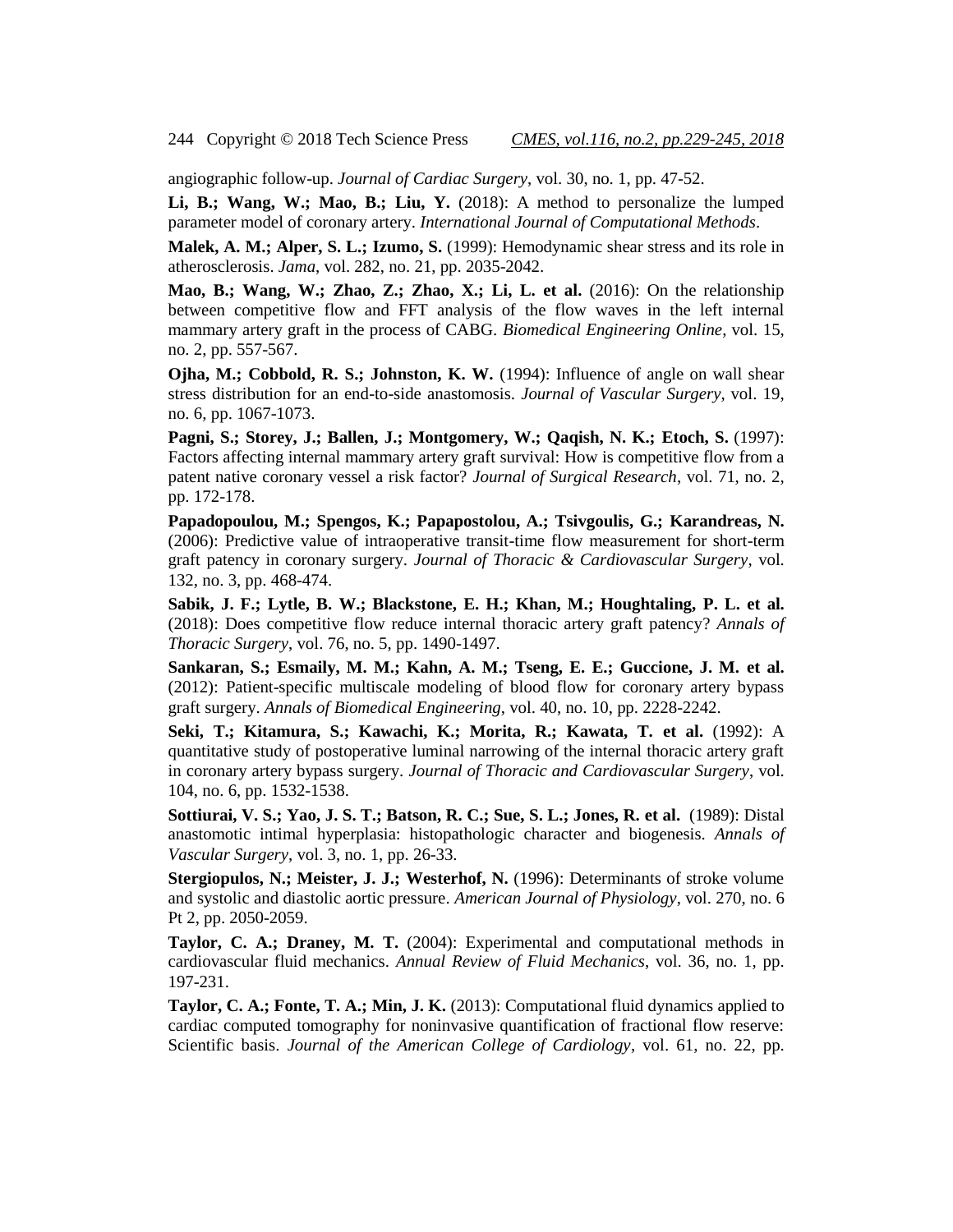angiographic follow-up. *Journal of Cardiac Surgery*, vol. 30, no. 1, pp. 47-52.

**Li, B.; Wang, W.; Mao, B.; Liu, Y.** (2018): A method to personalize the lumped parameter model of coronary artery. *International Journal of Computational Methods*.

**Malek, A. M.; Alper, S. L.; Izumo, S.** (1999): Hemodynamic shear stress and its role in atherosclerosis. *Jama*, vol. 282, no. 21, pp. 2035-2042.

**Mao, B.; Wang, W.; Zhao, Z.; Zhao, X.; Li, L. et al.** (2016): On the relationship between competitive flow and FFT analysis of the flow waves in the left internal mammary artery graft in the process of CABG. *Biomedical Engineering Online*, vol. 15, no. 2, pp. 557-567.

**Ojha, M.; Cobbold, R. S.; Johnston, K. W.** (1994): Influence of angle on wall shear stress distribution for an end-to-side anastomosis. *Journal of Vascular Surgery*, vol. 19, no. 6, pp. 1067-1073.

**Pagni, S.; Storey, J.; Ballen, J.; Montgomery, W.; Qaqish, N. K.; Etoch, S.** (1997): Factors affecting internal mammary artery graft survival: How is competitive flow from a patent native coronary vessel a risk factor? *Journal of Surgical Research*, vol. 71, no. 2, pp. 172-178.

**Papadopoulou, M.; Spengos, K.; Papapostolou, A.; Tsivgoulis, G.; Karandreas, N.** (2006): Predictive value of intraoperative transit-time flow measurement for short-term graft patency in coronary surgery. *Journal of Thoracic & Cardiovascular Surgery*, vol. 132, no. 3, pp. 468-474.

**Sabik, J. F.; Lytle, B. W.; Blackstone, E. H.; Khan, M.; Houghtaling, P. L. et al.** (2018): Does competitive flow reduce internal thoracic artery graft patency? *Annals of Thoracic Surgery*, vol. 76, no. 5, pp. 1490-1497.

**Sankaran, S.; Esmaily, M. M.; Kahn, A. M.; Tseng, E. E.; Guccione, J. M. et al.** (2012): Patient-specific multiscale modeling of blood flow for coronary artery bypass graft surgery. *Annals of Biomedical Engineering*, vol. 40, no. 10, pp. 2228-2242.

**Seki, T.; Kitamura, S.; Kawachi, K.; Morita, R.; Kawata, T. et al.** (1992): A quantitative study of postoperative luminal narrowing of the internal thoracic artery graft in coronary artery bypass surgery. *Journal of Thoracic and Cardiovascular Surgery*, vol. 104, no. 6, pp. 1532-1538.

**Sottiurai, V. S.; Yao, J. S. T.; Batson, R. C.; Sue, S. L.; Jones, R. et al.** (1989): Distal anastomotic intimal hyperplasia: histopathologic character and biogenesis. *Annals of Vascular Surgery*, vol. 3, no. 1, pp. 26-33.

**Stergiopulos, N.; Meister, J. J.; Westerhof, N.** (1996): Determinants of stroke volume and systolic and diastolic aortic pressure. *American Journal of Physiology*, vol. 270, no. 6 Pt 2, pp. 2050-2059.

**Taylor, C. A.; Draney, M. T.** (2004): Experimental and computational methods in cardiovascular fluid mechanics. *Annual Review of Fluid Mechanics*, vol. 36, no. 1, pp. 197-231.

**Taylor, C. A.; Fonte, T. A.; Min, J. K.** (2013): Computational fluid dynamics applied to cardiac computed tomography for noninvasive quantification of fractional flow reserve: Scientific basis. *Journal of the American College of Cardiology*, vol. 61, no. 22, pp.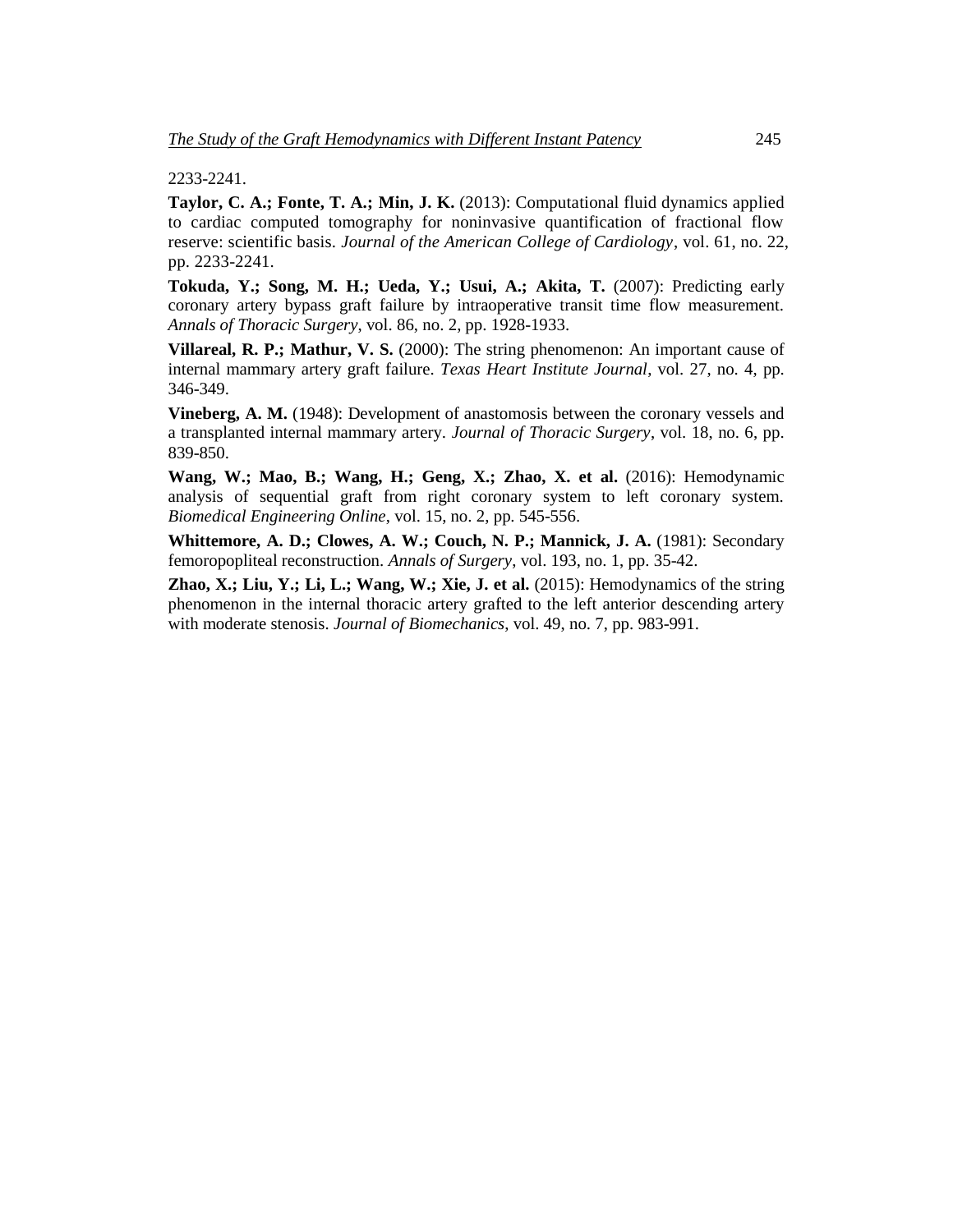2233-2241.

**Taylor, C. A.; Fonte, T. A.; Min, J. K.** (2013): Computational fluid dynamics applied to cardiac computed tomography for noninvasive quantification of fractional flow reserve: scientific basis. *Journal of the American College of Cardiology*, vol. 61, no. 22, pp. 2233-2241.

**Tokuda, Y.; Song, M. H.; Ueda, Y.; Usui, A.; Akita, T.** (2007): Predicting early coronary artery bypass graft failure by intraoperative transit time flow measurement. *Annals of Thoracic Surgery*, vol. 86, no. 2, pp. 1928-1933.

**Villareal, R. P.; Mathur, V. S.** (2000): The string phenomenon: An important cause of internal mammary artery graft failure. *Texas Heart Institute Journal*, vol. 27, no. 4, pp. 346-349.

**Vineberg, A. M.** (1948): Development of anastomosis between the coronary vessels and a transplanted internal mammary artery. *Journal of Thoracic Surgery*, vol. 18, no. 6, pp. 839-850.

**Wang, W.; Mao, B.; Wang, H.; Geng, X.; Zhao, X. et al.** (2016): Hemodynamic analysis of sequential graft from right coronary system to left coronary system. *Biomedical Engineering Online*, vol. 15, no. 2, pp. 545-556.

**Whittemore, A. D.; Clowes, A. W.; Couch, N. P.; Mannick, J. A.** (1981): Secondary femoropopliteal reconstruction. *Annals of Surgery*, vol. 193, no. 1, pp. 35-42.

**Zhao, X.; Liu, Y.; Li, L.; Wang, W.; Xie, J. et al.** (2015): Hemodynamics of the string phenomenon in the internal thoracic artery grafted to the left anterior descending artery with moderate stenosis. *Journal of Biomechanics*, vol. 49, no. 7, pp. 983-991.